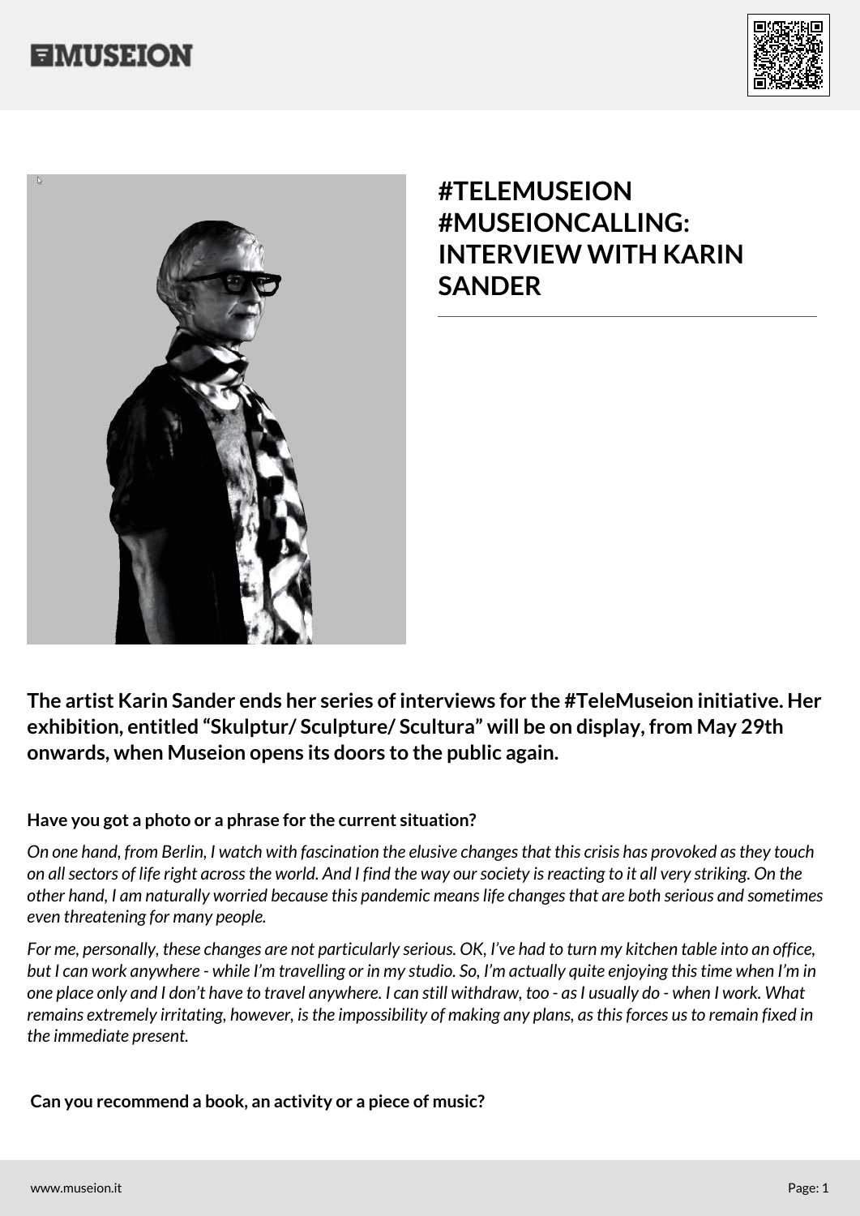# #TELEMUSEION #MUSEIONCALLING: INTERVIEW WITH KARIN SANDER

**The artist Karin Sander ends her series of interviews for the #TeleMuseion initiative. Her exhibition, entitled "Skulptur/ Sculpture/ Scultura" will be on display, from May 29th onwards, when Museion opens its doors to the public again.**

**Have you got a photo or a phrase for the current situation?**

*On one hand, from Berlin, I watch with fascination the elusive changes that this crisis has provoked as they touch on all sectors of life right across the world. And I find the way our society is reacting to it all very striking. On the other hand, I am naturally worried because this pandemic means life changes that are both serious and sometimes even threatening for many people.*

*For me, personally, these changes are not particularly serious. OK, I've had to turn my kitchen table into an office, but I can work anywhere - while I'm travelling or in my studio. So, I'm actually quite enjoying this time when I'm in one place only and I don't have to travel anywhere. I can still withdraw, too - as I usually do - when I work. What remains extremely irritating, however, is the impossibility of making any plans, as this forces us to remain fixed in the immediate present.*

**Can you recommend a book, an activity or a piece of music?**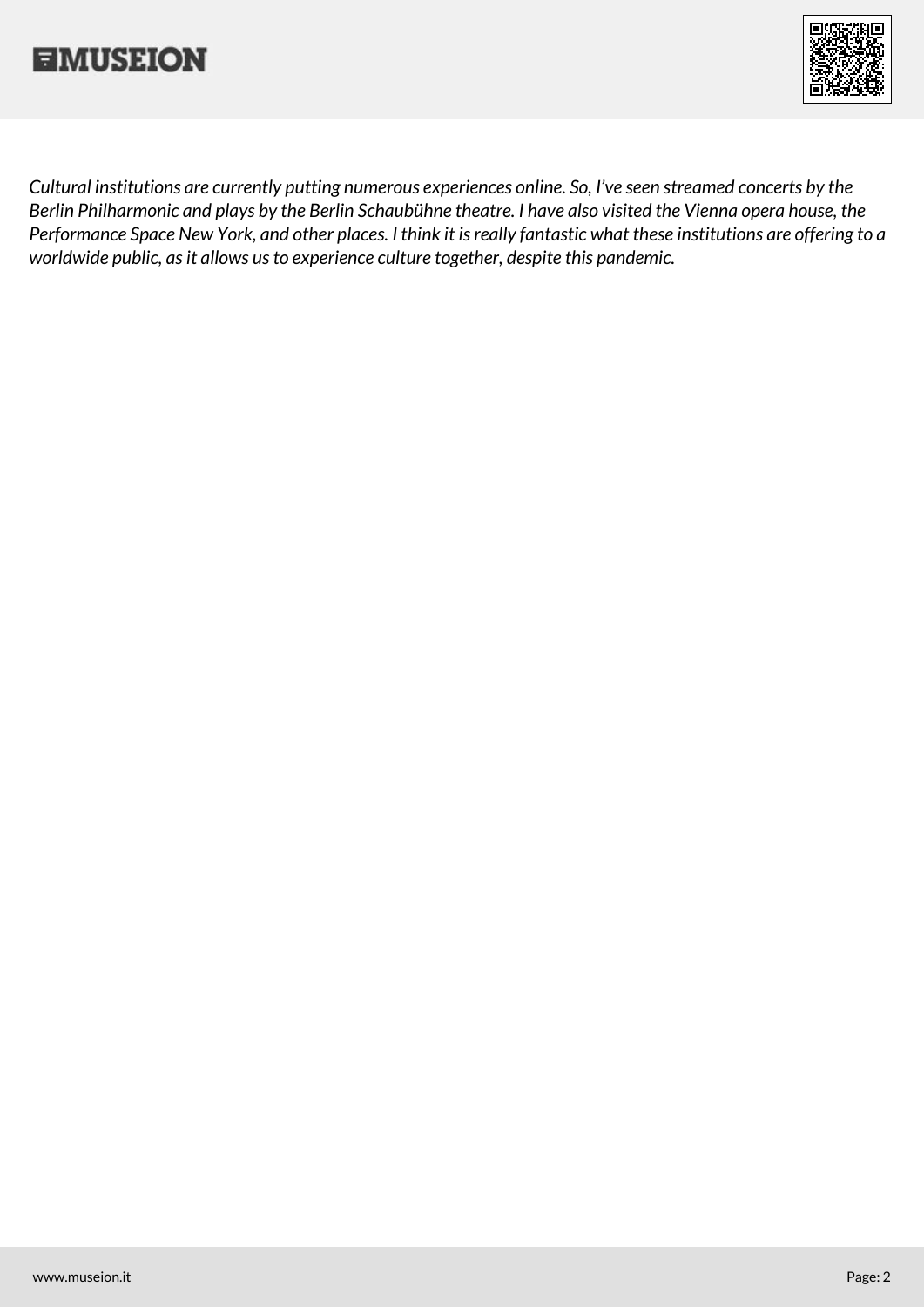*Cultural institutions are currently putting numerous experiences online. So, I've seen streamed concerts by the Berlin Philharmonic and plays by the Berlin Schaubühne theatre. I have also visited the Vienna opera house, the Performance Space New York, and other places. I think it is really fantastic what these institutions are offering to a worldwide public, as it allows us to experience culture together, despite this pandemic.*